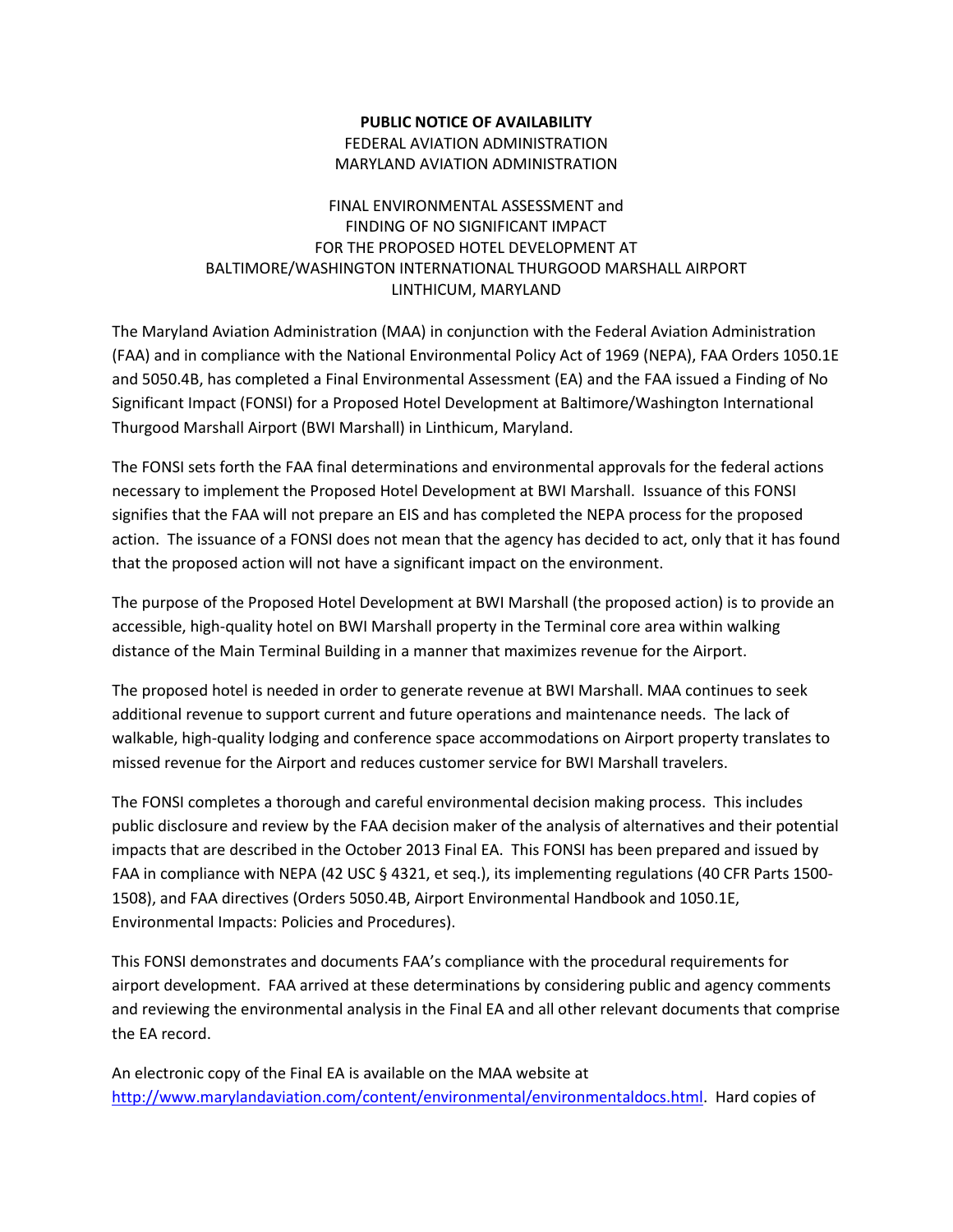**PUBLIC NOTICE OF AVAILABILITY**
FEDERAL AVIATION ADMINISTRATION
MARYLAND AVIATION ADMINISTRATION

FINAL ENVIRONMENTAL ASSESSMENT and
FINDING OF NO SIGNIFICANT IMPACT
FOR THE PROPOSED HOTEL DEVELOPMENT AT
BALTIMORE/WASHINGTON INTERNATIONAL THURGOOD MARSHALL AIRPORT
LINTHICUM, MARYLAND

The Maryland Aviation Administration (MAA) in conjunction with the Federal Aviation Administration (FAA) and in compliance with the National Environmental Policy Act of 1969 (NEPA), FAA Orders 1050.1E and 5050.4B, has completed a Final Environmental Assessment (EA) and the FAA issued a Finding of No Significant Impact (FONSI) for a Proposed Hotel Development at Baltimore/Washington International Thurgood Marshall Airport (BWI Marshall) in Linthicum, Maryland.

The FONSI sets forth the FAA final determinations and environmental approvals for the federal actions necessary to implement the Proposed Hotel Development at BWI Marshall. Issuance of this FONSI signifies that the FAA will not prepare an EIS and has completed the NEPA process for the proposed action. The issuance of a FONSI does not mean that the agency has decided to act, only that it has found that the proposed action will not have a significant impact on the environment.

The purpose of the Proposed Hotel Development at BWI Marshall (the proposed action) is to provide an accessible, high-quality hotel on BWI Marshall property in the Terminal core area within walking distance of the Main Terminal Building in a manner that maximizes revenue for the Airport.

The proposed hotel is needed in order to generate revenue at BWI Marshall. MAA continues to seek additional revenue to support current and future operations and maintenance needs. The lack of walkable, high-quality lodging and conference space accommodations on Airport property translates to missed revenue for the Airport and reduces customer service for BWI Marshall travelers.

The FONSI completes a thorough and careful environmental decision making process. This includes public disclosure and review by the FAA decision maker of the analysis of alternatives and their potential impacts that are described in the October 2013 Final EA. This FONSI has been prepared and issued by FAA in compliance with NEPA (42 USC § 4321, et seq.), its implementing regulations (40 CFR Parts 1500-1508), and FAA directives (Orders 5050.4B, Airport Environmental Handbook and 1050.1E, Environmental Impacts: Policies and Procedures).

This FONSI demonstrates and documents FAA's compliance with the procedural requirements for airport development. FAA arrived at these determinations by considering public and agency comments and reviewing the environmental analysis in the Final EA and all other relevant documents that comprise the EA record.

An electronic copy of the Final EA is available on the MAA website at [http://www.marylandaviation.com/content/environmental/environmentaldocs.html](http://www.marylandaviation.com/content/environmental/environmentaldocs.html). Hard copies of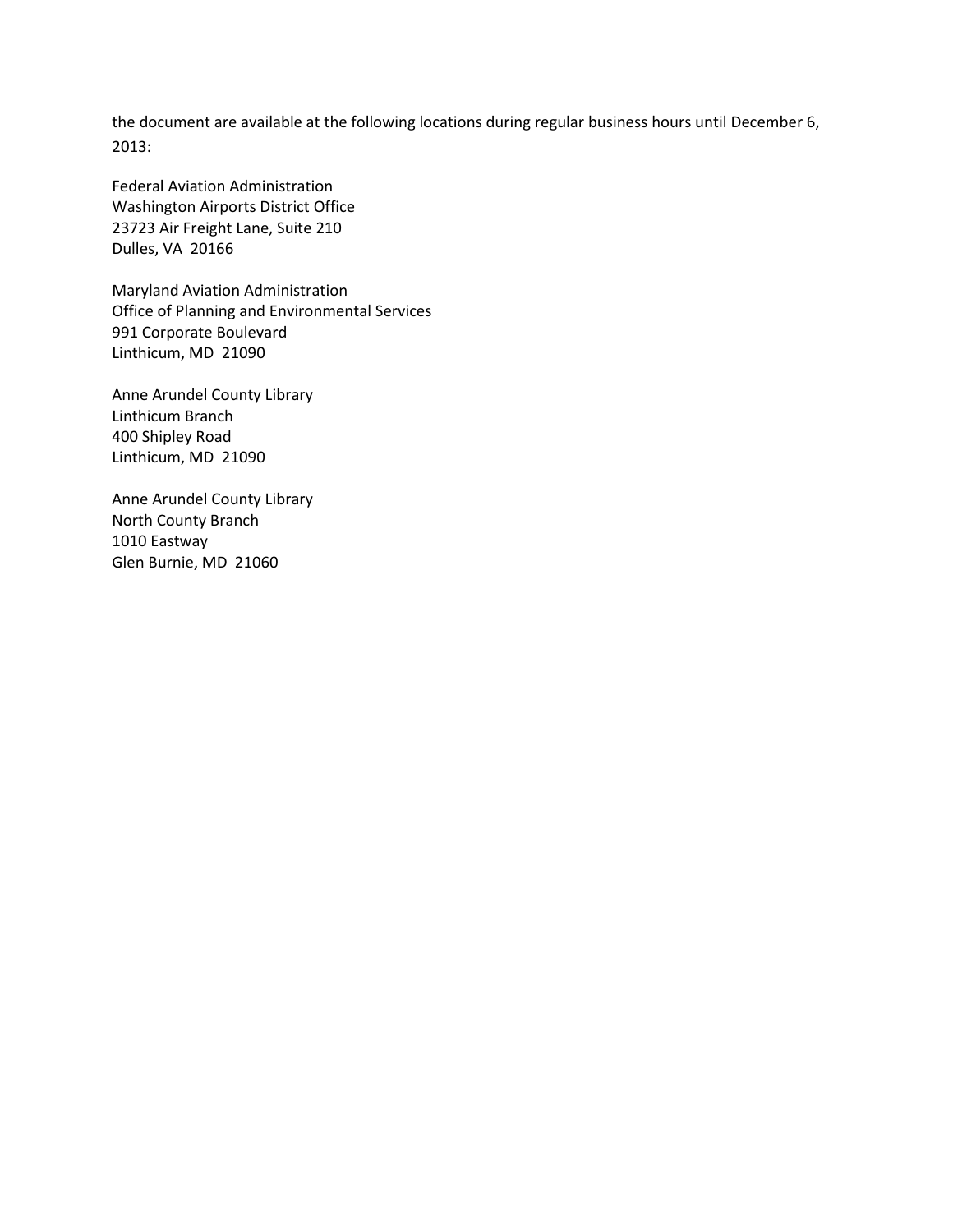the document are available at the following locations during regular business hours until December 6, 2013:

Federal Aviation Administration
Washington Airports District Office
23723 Air Freight Lane, Suite 210
Dulles, VA 20166

Maryland Aviation Administration
Office of Planning and Environmental Services
991 Corporate Boulevard
Linthicum, MD 21090

Anne Arundel County Library
Linthicum Branch
400 Shipley Road
Linthicum, MD 21090

Anne Arundel County Library
North County Branch
1010 Eastway
Glen Burnie, MD 21060